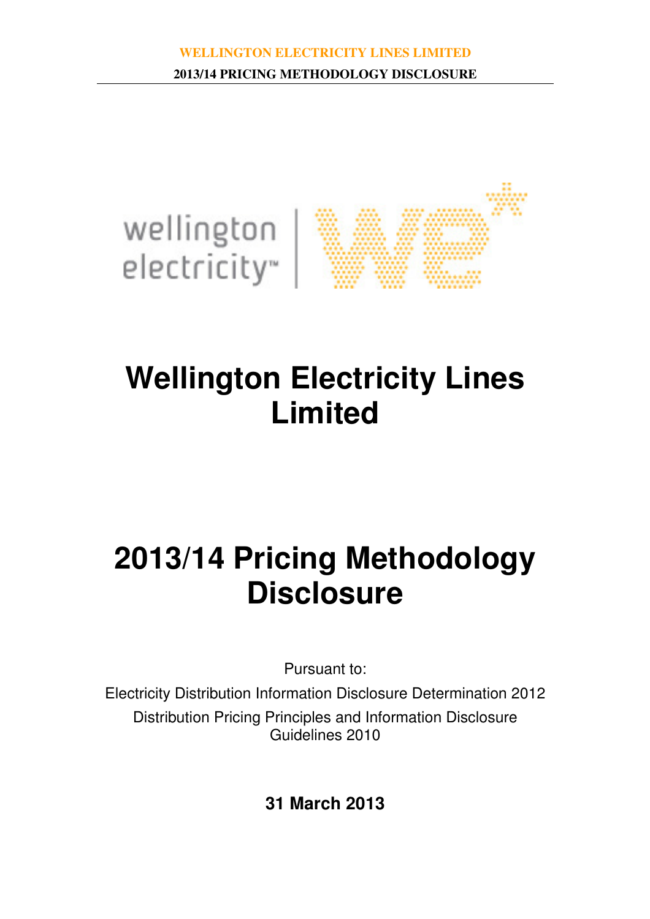# Wellington Electricity Lines Limited

# 2013/14 Pricing Methodology Disclosure

Pursuant to:

Electricity Distribution Information Disclosure Determination 2012

Distribution Pricing Principles and Information Disclosure Guidelines 2010

**31 March 2013**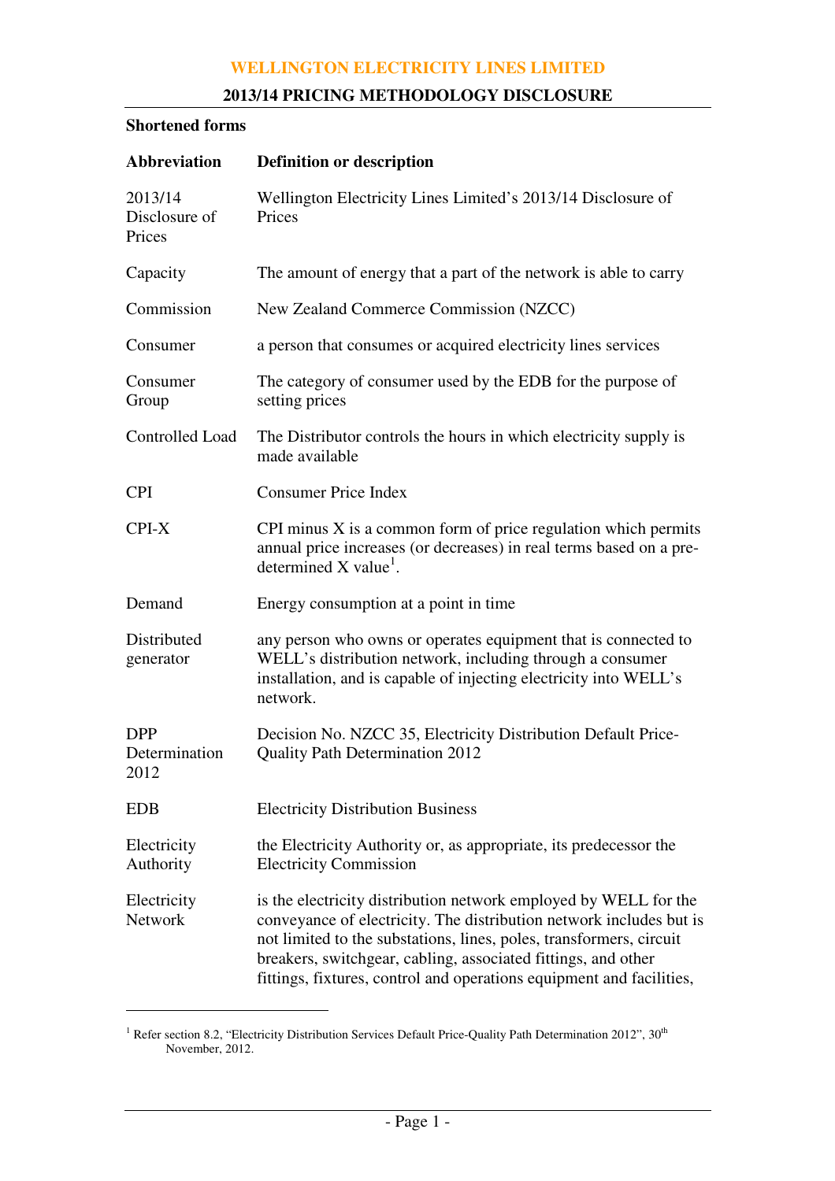**Shortened forms**

| Abbreviation | Definition or description |
|---|---|
| 2013/14 Disclosure of Prices | Wellington Electricity Lines Limited's 2013/14 Disclosure of Prices |
| Capacity | The amount of energy that a part of the network is able to carry |
| Commission | New Zealand Commerce Commission (NZCC) |
| Consumer | a person that consumes or acquired electricity lines services |
| Consumer Group | The category of consumer used by the EDB for the purpose of setting prices |
| Controlled Load | The Distributor controls the hours in which electricity supply is made available |
| CPI | Consumer Price Index |
| CPI-X | CPI minus X is a common form of price regulation which permits annual price increases (or decreases) in real terms based on a pre-determined X value[1]. |
| Demand | Energy consumption at a point in time |
| Distributed generator | any person who owns or operates equipment that is connected to WELL's distribution network, including through a consumer installation, and is capable of injecting electricity into WELL's network. |
| DPP Determination 2012 | Decision No. NZCC 35, Electricity Distribution Default Price-Quality Path Determination 2012 |
| EDB | Electricity Distribution Business |
| Electricity Authority | the Electricity Authority or, as appropriate, its predecessor the Electricity Commission |
| Electricity Network | is the electricity distribution network employed by WELL for the conveyance of electricity. The distribution network includes but is not limited to the substations, lines, poles, transformers, circuit breakers, switchgear, cabling, associated fittings, and other fittings, fixtures, control and operations equipment and facilities, |

[1] Refer section 8.2, "Electricity Distribution Services Default Price-Quality Path Determination 2012", 30th November, 2012.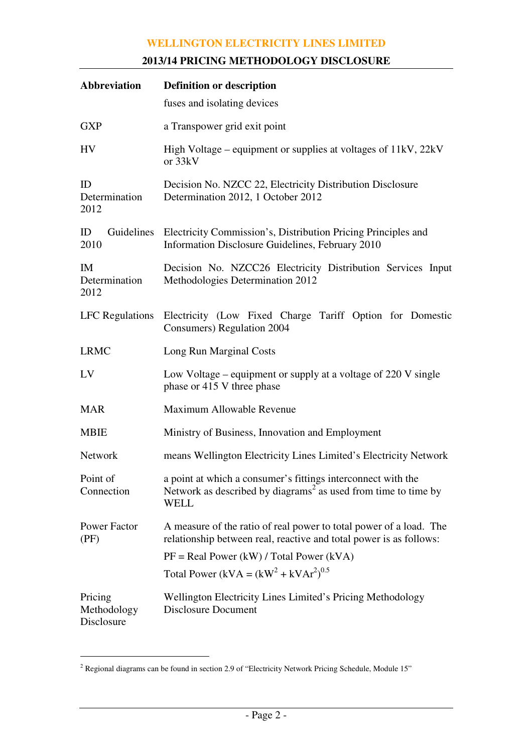| Abbreviation | Definition or description |
|---|---|
| | fuses and isolating devices |
| GXP | a Transpower grid exit point |
| HV | High Voltage – equipment or supplies at voltages of 11kV, 22kV or 33kV |
| ID Determination 2012 | Decision No. NZCC 22, Electricity Distribution Disclosure Determination 2012, 1 October 2012 |
| ID Guidelines 2010 | Electricity Commission's, Distribution Pricing Principles and Information Disclosure Guidelines, February 2010 |
| IM Determination 2012 | Decision No. NZCC26 Electricity Distribution Services Input Methodologies Determination 2012 |
| LFC Regulations | Electricity (Low Fixed Charge Tariff Option for Domestic Consumers) Regulation 2004 |
| LRMC | Long Run Marginal Costs |
| LV | Low Voltage – equipment or supply at a voltage of 220 V single phase or 415 V three phase |
| MAR | Maximum Allowable Revenue |
| MBIE | Ministry of Business, Innovation and Employment |
| Network | means Wellington Electricity Lines Limited's Electricity Network |
| Point of Connection | a point at which a consumer's fittings interconnect with the Network as described by diagrams[2] as used from time to time by WELL |
| Power Factor (PF) | A measure of the ratio of real power to total power of a load. The relationship between real, reactive and total power is as follows: PF = Real Power (kW) / Total Power (kVA) Total Power (kVA = $(kW^2 + kVAr^2)^{0.5}$ |
| Pricing Methodology Disclosure | Wellington Electricity Lines Limited's Pricing Methodology Disclosure Document |

[2] Regional diagrams can be found in section 2.9 of "Electricity Network Pricing Schedule, Module 15"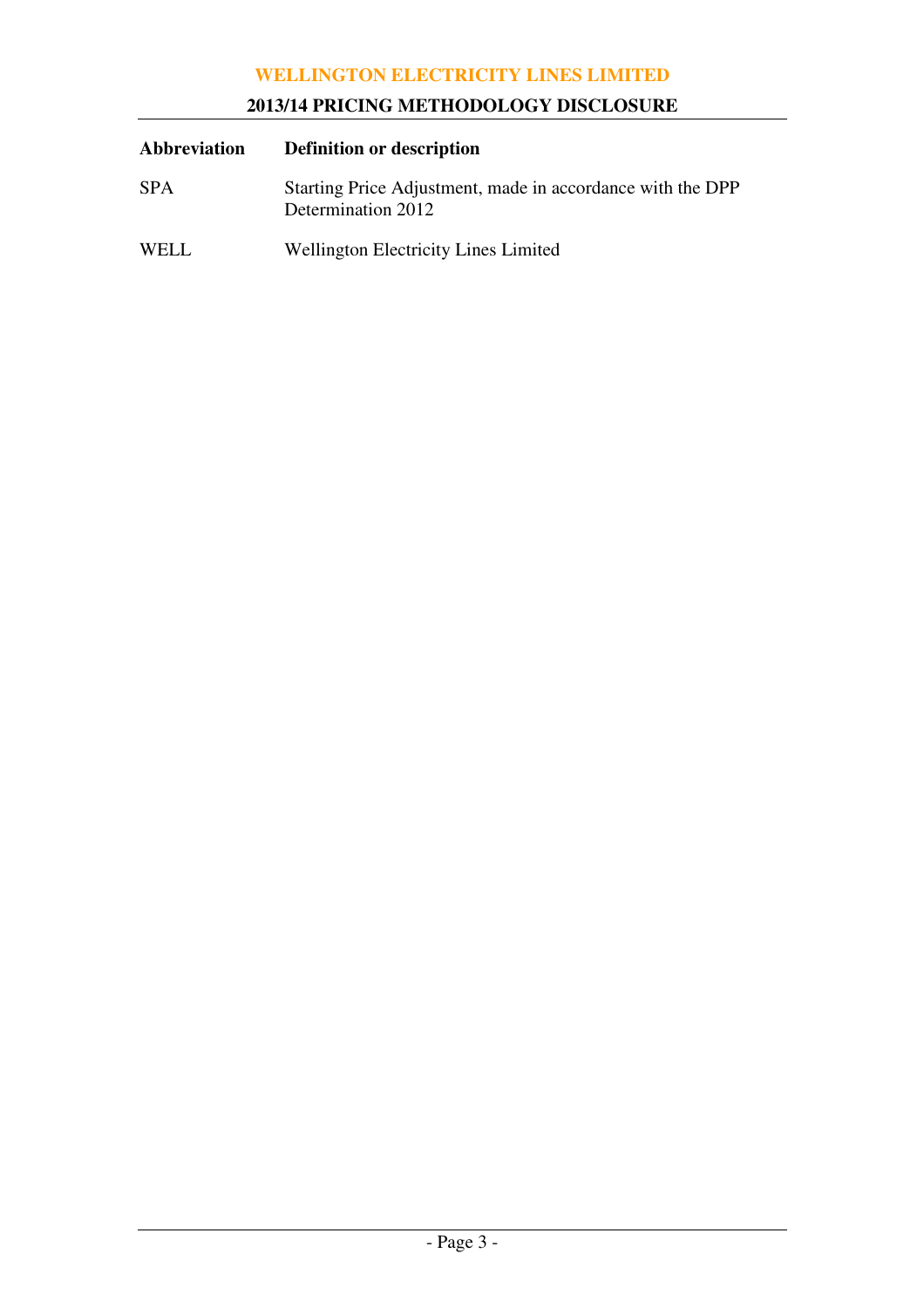| Abbreviation | Definition or description |
|---|---|
| SPA | Starting Price Adjustment, made in accordance with the DPP Determination 2012 |
| WELL | Wellington Electricity Lines Limited |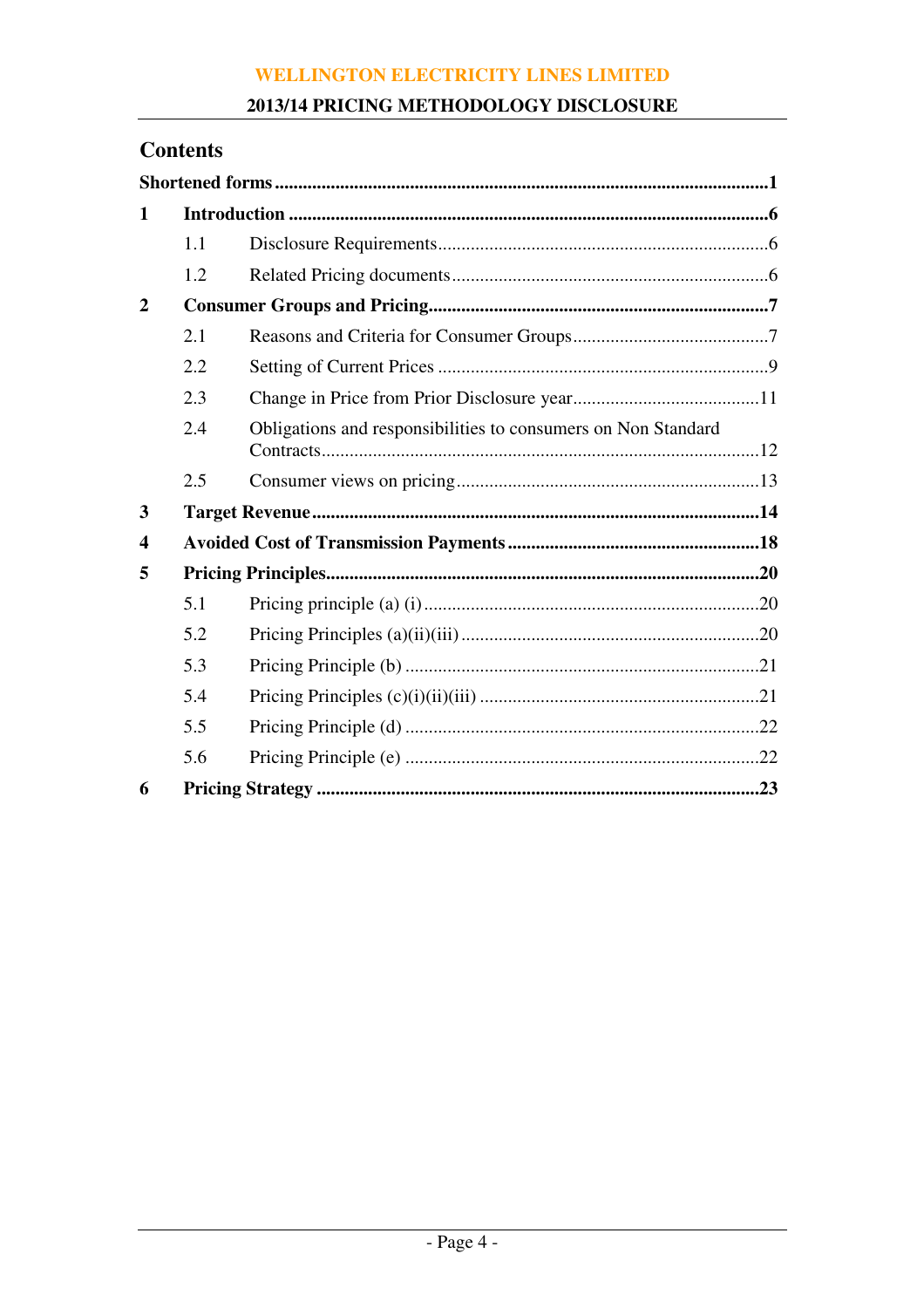## Contents

**Shortened forms** ........................................................................................................ **1**

**1 Introduction** ...................................................................................................... **6**

- 1.1 Disclosure Requirements ...................................................................... 6
- 1.2 Related Pricing documents .................................................................... 6

**2 Consumer Groups and Pricing** ........................................................................ **7**

- 2.1 Reasons and Criteria for Consumer Groups .......................................... 7
- 2.2 Setting of Current Prices ...................................................................... 9
- 2.3 Change in Price from Prior Disclosure year ........................................ 11
- 2.4 Obligations and responsibilities to consumers on Non Standard Contracts ............................................................................................ 12
- 2.5 Consumer views on pricing ................................................................ 13

**3 Target Revenue** .............................................................................................. **14**

**4 Avoided Cost of Transmission Payments** ...................................................... **18**

**5 Pricing Principles** ............................................................................................ **20**

- 5.1 Pricing principle (a) (i) ....................................................................... 20
- 5.2 Pricing Principles (a)(ii)(iii) ............................................................... 20
- 5.3 Pricing Principle (b) ........................................................................... 21
- 5.4 Pricing Principles (c)(i)(ii)(iii) ........................................................... 21
- 5.5 Pricing Principle (d) ........................................................................... 22
- 5.6 Pricing Principle (e) ........................................................................... 22

**6 Pricing Strategy** .............................................................................................. **23**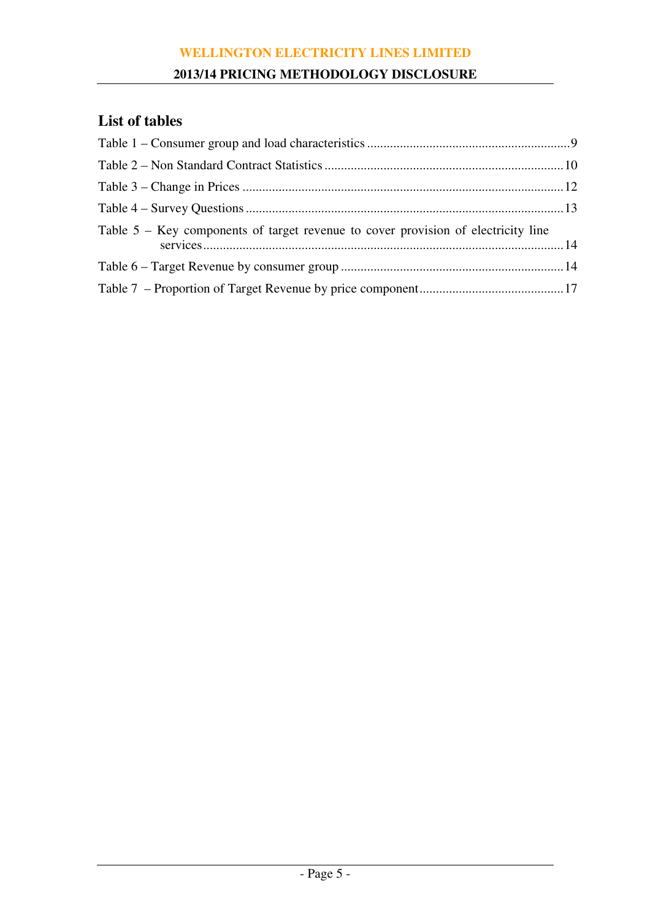## List of tables

Table 1 – Consumer group and load characteristics .............................................................9

Table 2 – Non Standard Contract Statistics .........................................................................10

Table 3 – Change in Prices ..................................................................................................12

Table 4 – Survey Questions .................................................................................................13

Table 5 – Key components of target revenue to cover provision of electricity line services..............................................................................................................14

Table 6 – Target Revenue by consumer group ....................................................................14

Table 7 – Proportion of Target Revenue by price component............................................17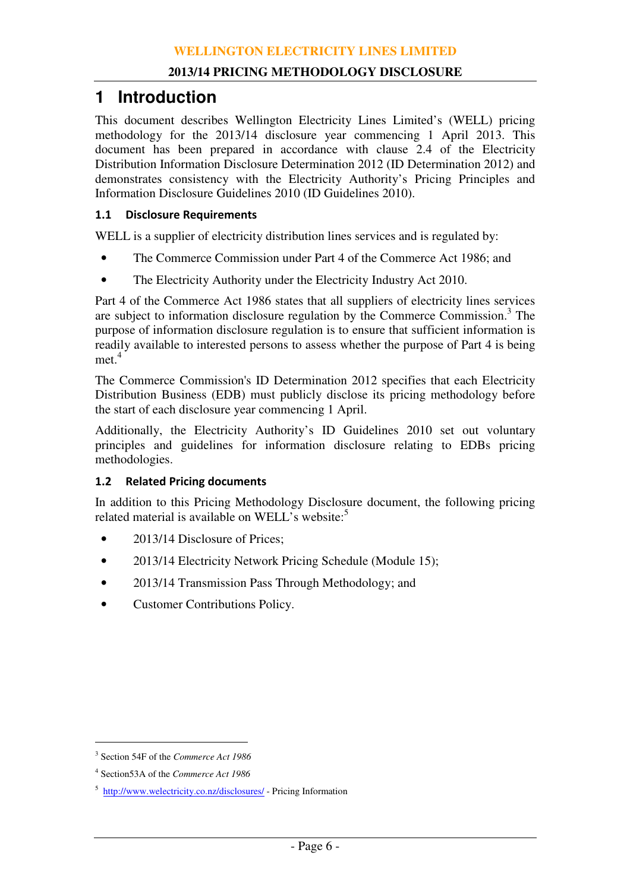# 1 Introduction

This document describes Wellington Electricity Lines Limited's (WELL) pricing methodology for the 2013/14 disclosure year commencing 1 April 2013. This document has been prepared in accordance with clause 2.4 of the Electricity Distribution Information Disclosure Determination 2012 (ID Determination 2012) and demonstrates consistency with the Electricity Authority's Pricing Principles and Information Disclosure Guidelines 2010 (ID Guidelines 2010).

## 1.1 Disclosure Requirements

WELL is a supplier of electricity distribution lines services and is regulated by:

- The Commerce Commission under Part 4 of the Commerce Act 1986; and
- The Electricity Authority under the Electricity Industry Act 2010.

Part 4 of the Commerce Act 1986 states that all suppliers of electricity lines services are subject to information disclosure regulation by the Commerce Commission.[3] The purpose of information disclosure regulation is to ensure that sufficient information is readily available to interested persons to assess whether the purpose of Part 4 is being met.[4]

The Commerce Commission's ID Determination 2012 specifies that each Electricity Distribution Business (EDB) must publicly disclose its pricing methodology before the start of each disclosure year commencing 1 April.

Additionally, the Electricity Authority's ID Guidelines 2010 set out voluntary principles and guidelines for information disclosure relating to EDBs pricing methodologies.

## 1.2 Related Pricing documents

In addition to this Pricing Methodology Disclosure document, the following pricing related material is available on WELL's website:[5]

- 2013/14 Disclosure of Prices;
- 2013/14 Electricity Network Pricing Schedule (Module 15);
- 2013/14 Transmission Pass Through Methodology; and
- Customer Contributions Policy.

---

[3] Section 54F of the *Commerce Act 1986*

[4] Section53A of the *Commerce Act 1986*

[5] http://www.welectricity.co.nz/disclosures/ - Pricing Information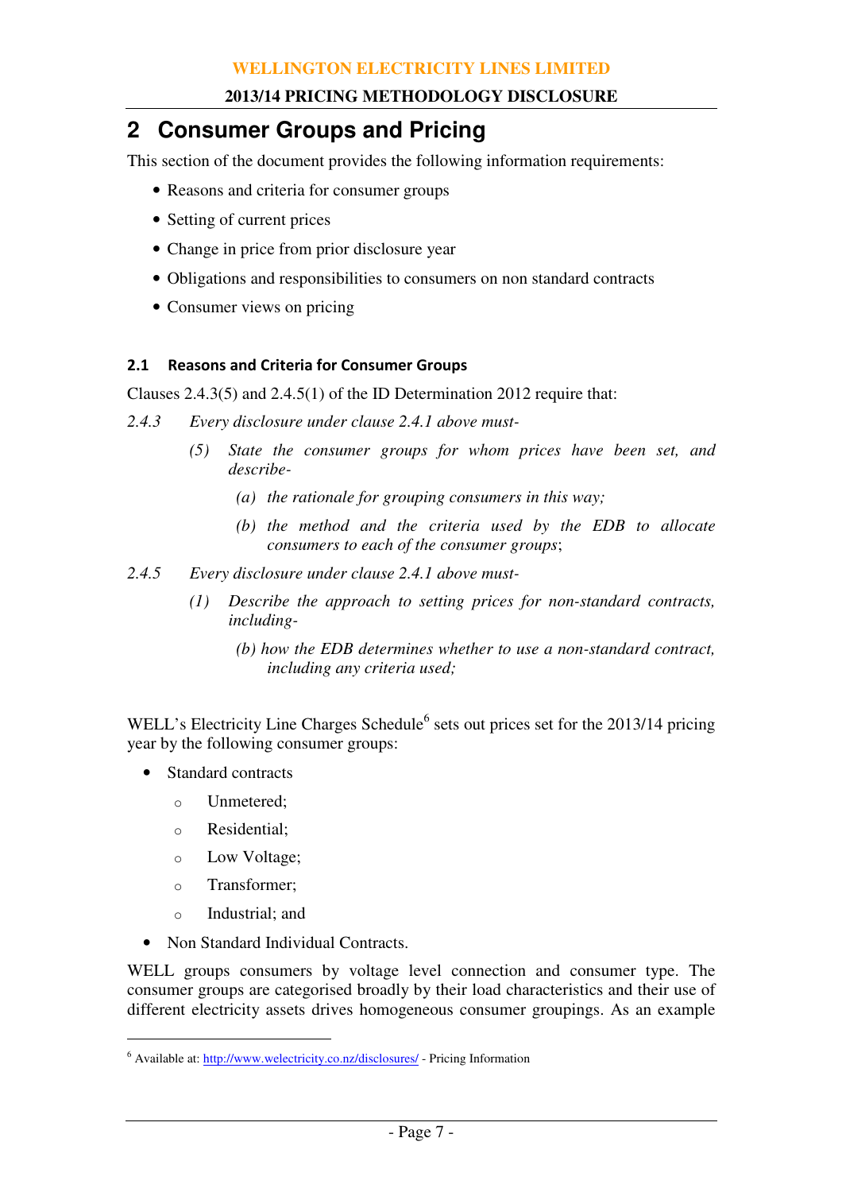# 2 Consumer Groups and Pricing

This section of the document provides the following information requirements:

- Reasons and criteria for consumer groups
- Setting of current prices
- Change in price from prior disclosure year
- Obligations and responsibilities to consumers on non standard contracts
- Consumer views on pricing

### 2.1 Reasons and Criteria for Consumer Groups

Clauses 2.4.3(5) and 2.4.5(1) of the ID Determination 2012 require that:

*2.4.3 Every disclosure under clause 2.4.1 above must-*

> *(5) State the consumer groups for whom prices have been set, and describe-*
>
> > *(a) the rationale for grouping consumers in this way;*
> >
> > *(b) the method and the criteria used by the EDB to allocate consumers to each of the consumer groups*;

*2.4.5 Every disclosure under clause 2.4.1 above must-*

> *(1) Describe the approach to setting prices for non-standard contracts, including-*
>
> > *(b) how the EDB determines whether to use a non-standard contract, including any criteria used;*

WELL's Electricity Line Charges Schedule[6] sets out prices set for the 2013/14 pricing year by the following consumer groups:

- Standard contracts
  - Unmetered;
  - Residential;
  - Low Voltage;
  - Transformer;
  - Industrial; and
- Non Standard Individual Contracts.

WELL groups consumers by voltage level connection and consumer type. The consumer groups are categorised broadly by their load characteristics and their use of different electricity assets drives homogeneous consumer groupings. As an example

[6] Available at: http://www.welectricity.co.nz/disclosures/ - Pricing Information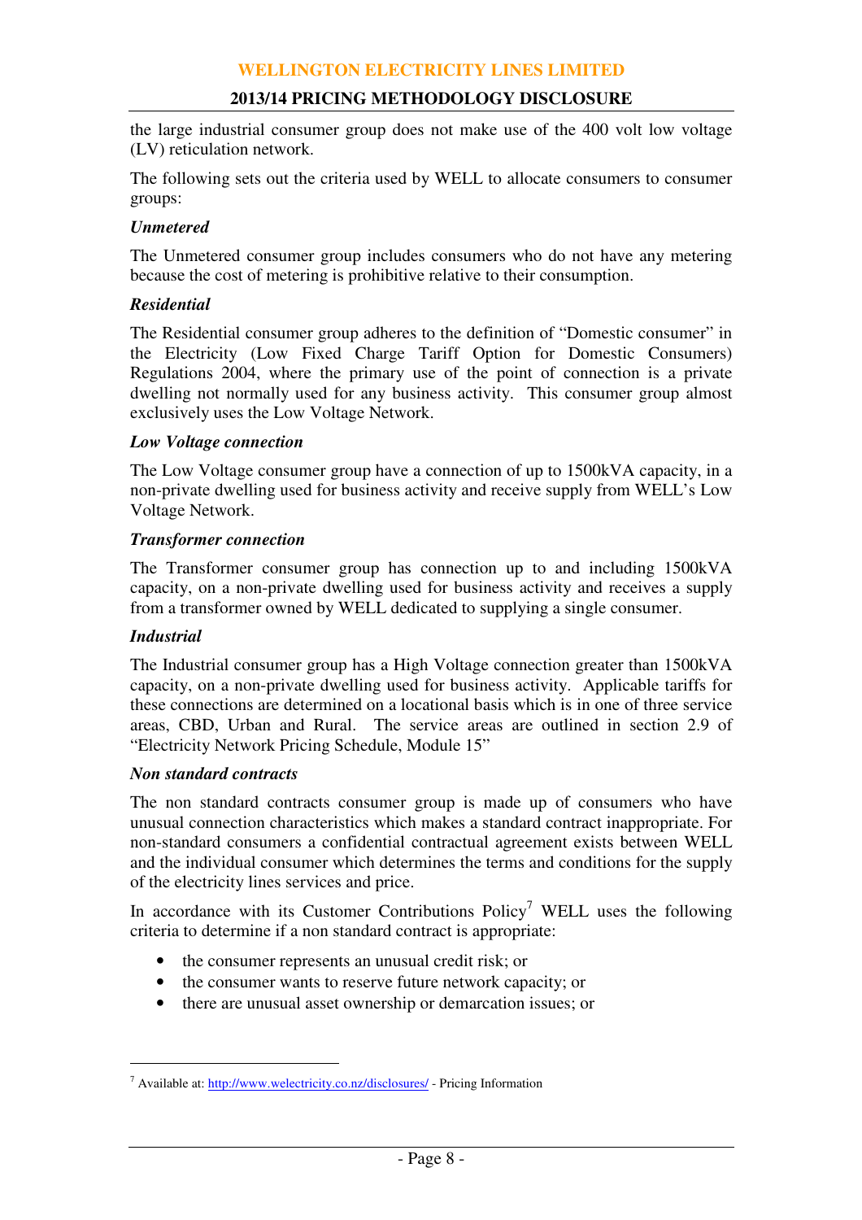the large industrial consumer group does not make use of the 400 volt low voltage (LV) reticulation network.

The following sets out the criteria used by WELL to allocate consumers to consumer groups:

***Unmetered***

The Unmetered consumer group includes consumers who do not have any metering because the cost of metering is prohibitive relative to their consumption.

***Residential***

The Residential consumer group adheres to the definition of "Domestic consumer" in the Electricity (Low Fixed Charge Tariff Option for Domestic Consumers) Regulations 2004, where the primary use of the point of connection is a private dwelling not normally used for any business activity. This consumer group almost exclusively uses the Low Voltage Network.

***Low Voltage connection***

The Low Voltage consumer group have a connection of up to 1500kVA capacity, in a non-private dwelling used for business activity and receive supply from WELL's Low Voltage Network.

***Transformer connection***

The Transformer consumer group has connection up to and including 1500kVA capacity, on a non-private dwelling used for business activity and receives a supply from a transformer owned by WELL dedicated to supplying a single consumer.

***Industrial***

The Industrial consumer group has a High Voltage connection greater than 1500kVA capacity, on a non-private dwelling used for business activity. Applicable tariffs for these connections are determined on a locational basis which is in one of three service areas, CBD, Urban and Rural. The service areas are outlined in section 2.9 of "Electricity Network Pricing Schedule, Module 15"

***Non standard contracts***

The non standard contracts consumer group is made up of consumers who have unusual connection characteristics which makes a standard contract inappropriate. For non-standard consumers a confidential contractual agreement exists between WELL and the individual consumer which determines the terms and conditions for the supply of the electricity lines services and price.

In accordance with its Customer Contributions Policy[7] WELL uses the following criteria to determine if a non standard contract is appropriate:

- the consumer represents an unusual credit risk; or
- the consumer wants to reserve future network capacity; or
- there are unusual asset ownership or demarcation issues; or

[7] Available at: http://www.welectricity.co.nz/disclosures/ - Pricing Information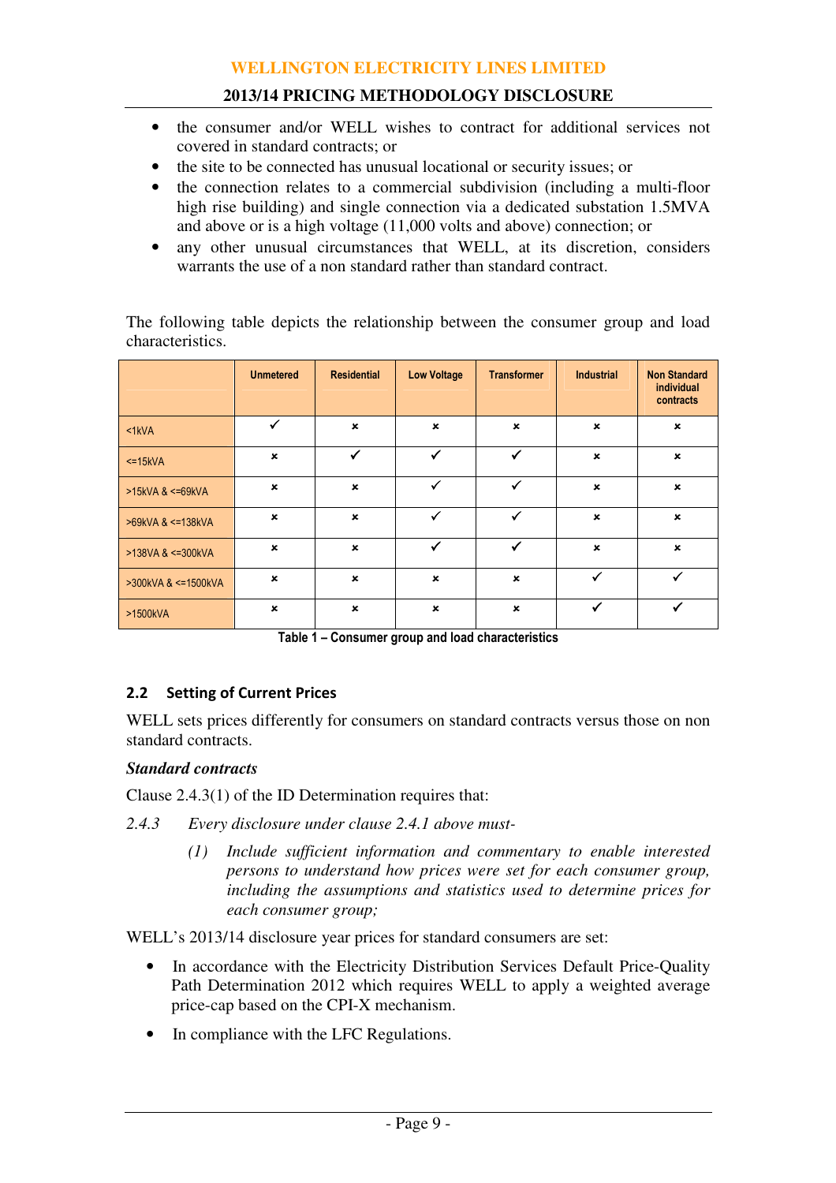- the consumer and/or WELL wishes to contract for additional services not covered in standard contracts; or
- the site to be connected has unusual locational or security issues; or
- the connection relates to a commercial subdivision (including a multi-floor high rise building) and single connection via a dedicated substation 1.5MVA and above or is a high voltage (11,000 volts and above) connection; or
- any other unusual circumstances that WELL, at its discretion, considers warrants the use of a non standard rather than standard contract.

The following table depicts the relationship between the consumer group and load characteristics.

| | Unmetered | Residential | Low Voltage | Transformer | Industrial | Non Standard individual contracts |
|---|---|---|---|---|---|---|
| <1kVA | ✓ | × | × | × | × | × |
| <=15kVA | × | ✓ | ✓ | ✓ | × | × |
| >15kVA & <=69kVA | × | × | ✓ | ✓ | × | × |
| >69kVA & <=138kVA | × | × | ✓ | ✓ | × | × |
| >138VA & <=300kVA | × | × | ✓ | ✓ | × | × |
| >300kVA & <=1500kVA | × | × | × | × | ✓ | ✓ |
| >1500kVA | × | × | × | × | ✓ | ✓ |

**Table 1 – Consumer group and load characteristics**

## 2.2 Setting of Current Prices

WELL sets prices differently for consumers on standard contracts versus those on non standard contracts.

***Standard contracts***

Clause 2.4.3(1) of the ID Determination requires that:

*2.4.3 Every disclosure under clause 2.4.1 above must-*

> *(1) Include sufficient information and commentary to enable interested persons to understand how prices were set for each consumer group, including the assumptions and statistics used to determine prices for each consumer group;*

WELL's 2013/14 disclosure year prices for standard consumers are set:

- In accordance with the Electricity Distribution Services Default Price-Quality Path Determination 2012 which requires WELL to apply a weighted average price-cap based on the CPI-X mechanism.
- In compliance with the LFC Regulations.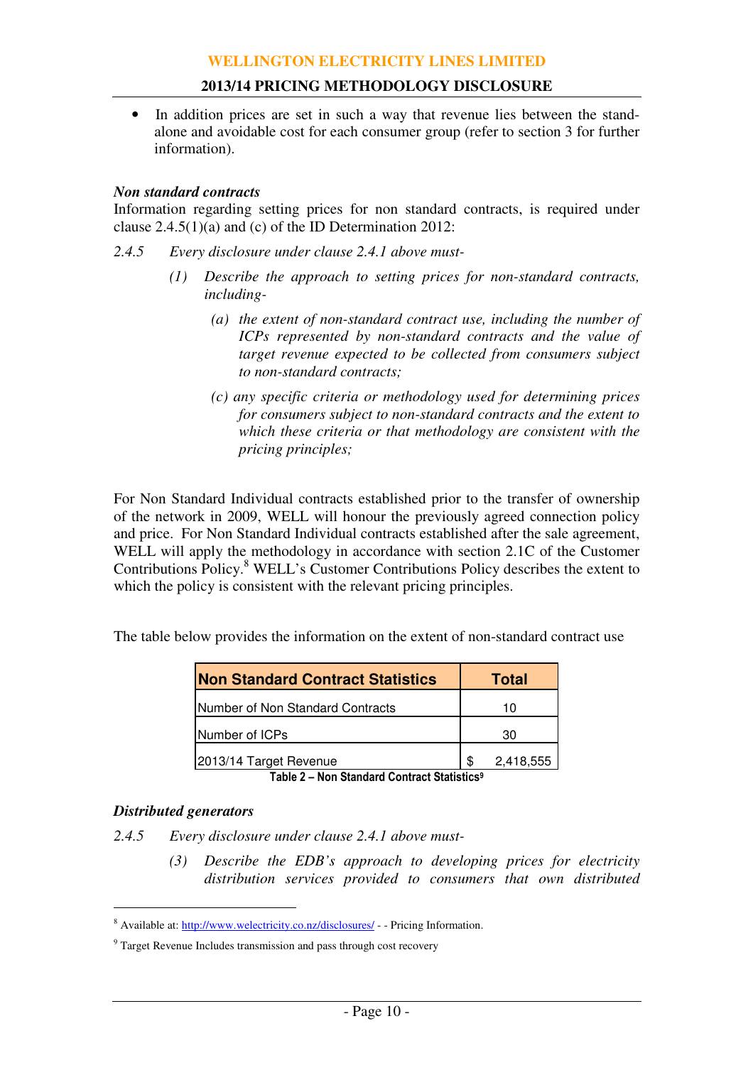- In addition prices are set in such a way that revenue lies between the stand-alone and avoidable cost for each consumer group (refer to section 3 for further information).

***Non standard contracts***

Information regarding setting prices for non standard contracts, is required under clause 2.4.5(1)(a) and (c) of the ID Determination 2012:

*2.4.5 Every disclosure under clause 2.4.1 above must-*

> *(1) Describe the approach to setting prices for non-standard contracts, including-*
>
> *(a) the extent of non-standard contract use, including the number of ICPs represented by non-standard contracts and the value of target revenue expected to be collected from consumers subject to non-standard contracts;*
>
> *(c) any specific criteria or methodology used for determining prices for consumers subject to non-standard contracts and the extent to which these criteria or that methodology are consistent with the pricing principles;*

For Non Standard Individual contracts established prior to the transfer of ownership of the network in 2009, WELL will honour the previously agreed connection policy and price. For Non Standard Individual contracts established after the sale agreement, WELL will apply the methodology in accordance with section 2.1C of the Customer Contributions Policy.[8] WELL's Customer Contributions Policy describes the extent to which the policy is consistent with the relevant pricing principles.

The table below provides the information on the extent of non-standard contract use

| Non Standard Contract Statistics | Total |
|---|---|
| Number of Non Standard Contracts | 10 |
| Number of ICPs | 30 |
| 2013/14 Target Revenue | $ 2,418,555 |

**Table 2 – Non Standard Contract Statistics[9]**

***Distributed generators***

*2.4.5 Every disclosure under clause 2.4.1 above must-*

> *(3) Describe the EDB's approach to developing prices for electricity distribution services provided to consumers that own distributed*

[8] Available at: http://www.welectricity.co.nz/disclosures/ - - Pricing Information.

[9] Target Revenue Includes transmission and pass through cost recovery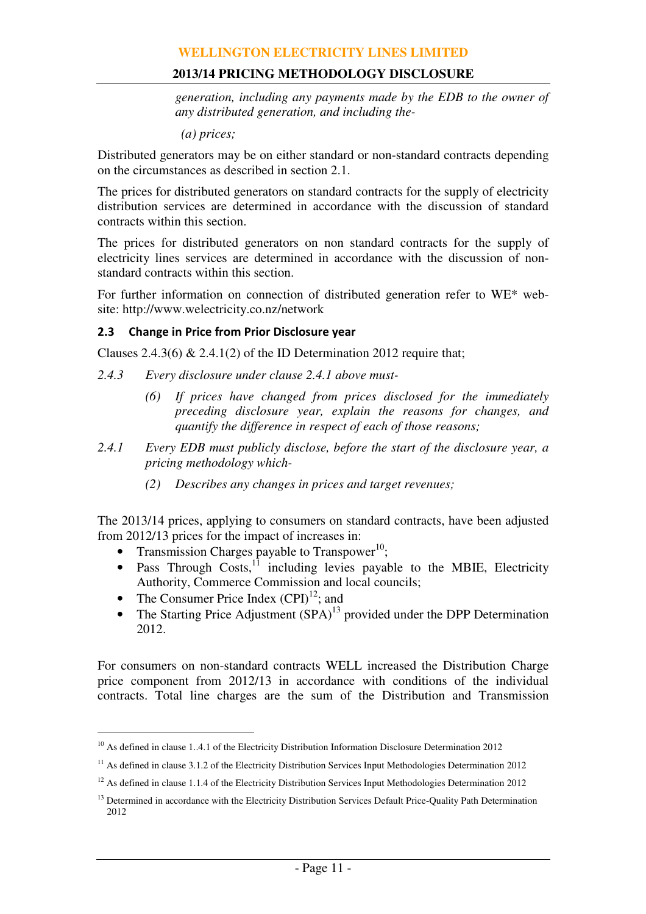*generation, including any payments made by the EDB to the owner of any distributed generation, and including the-*

*(a) prices;*

Distributed generators may be on either standard or non-standard contracts depending on the circumstances as described in section 2.1.

The prices for distributed generators on standard contracts for the supply of electricity distribution services are determined in accordance with the discussion of standard contracts within this section.

The prices for distributed generators on non standard contracts for the supply of electricity lines services are determined in accordance with the discussion of non-standard contracts within this section.

For further information on connection of distributed generation refer to WE* web-site: http://www.welectricity.co.nz/network

### 2.3 Change in Price from Prior Disclosure year

Clauses 2.4.3(6) & 2.4.1(2) of the ID Determination 2012 require that;

*2.4.3 Every disclosure under clause 2.4.1 above must-*

*(6) If prices have changed from prices disclosed for the immediately preceding disclosure year, explain the reasons for changes, and quantify the difference in respect of each of those reasons;*

*2.4.1 Every EDB must publicly disclose, before the start of the disclosure year, a pricing methodology which-*

*(2) Describes any changes in prices and target revenues;*

The 2013/14 prices, applying to consumers on standard contracts, have been adjusted from 2012/13 prices for the impact of increases in:

- Transmission Charges payable to Transpower[10];
- Pass Through Costs,[11] including levies payable to the MBIE, Electricity Authority, Commerce Commission and local councils;
- The Consumer Price Index (CPI)[12]; and
- The Starting Price Adjustment (SPA)[13] provided under the DPP Determination 2012.

For consumers on non-standard contracts WELL increased the Distribution Charge price component from 2012/13 in accordance with conditions of the individual contracts. Total line charges are the sum of the Distribution and Transmission

---

[10] As defined in clause 1..4.1 of the Electricity Distribution Information Disclosure Determination 2012

[11] As defined in clause 3.1.2 of the Electricity Distribution Services Input Methodologies Determination 2012

[12] As defined in clause 1.1.4 of the Electricity Distribution Services Input Methodologies Determination 2012

[13] Determined in accordance with the Electricity Distribution Services Default Price-Quality Path Determination 2012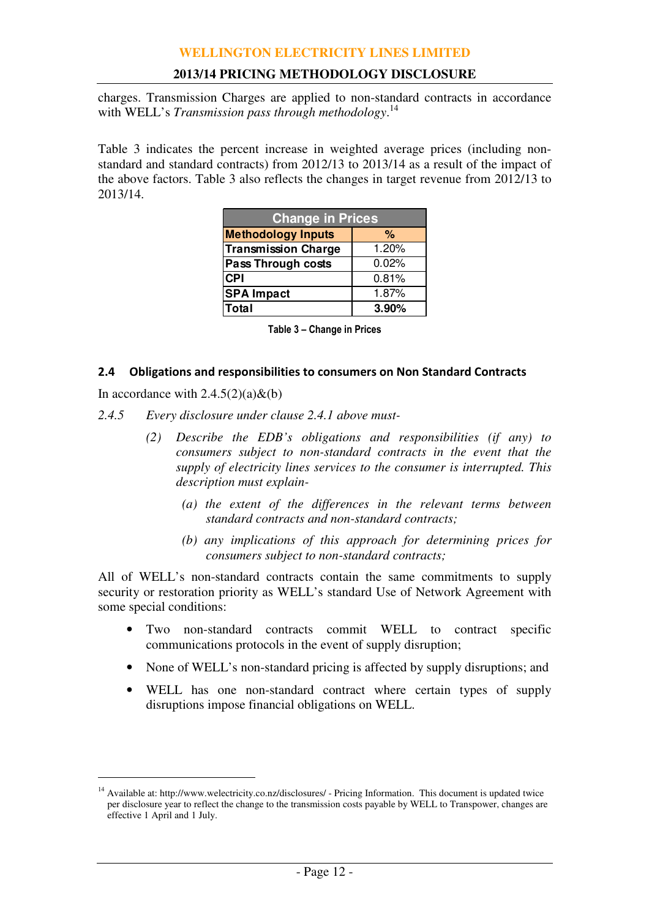charges. Transmission Charges are applied to non-standard contracts in accordance with WELL's *Transmission pass through methodology*.[14]

Table 3 indicates the percent increase in weighted average prices (including non-standard and standard contracts) from 2012/13 to 2013/14 as a result of the impact of the above factors. Table 3 also reflects the changes in target revenue from 2012/13 to 2013/14.

| Change in Prices | |
|---|---|
| **Methodology Inputs** | **%** |
| **Transmission Charge** | 1.20% |
| **Pass Through costs** | 0.02% |
| **CPI** | 0.81% |
| **SPA Impact** | 1.87% |
| **Total** | **3.90%** |

**Table 3 – Change in Prices**

### 2.4 Obligations and responsibilities to consumers on Non Standard Contracts

In accordance with 2.4.5(2)(a)&(b)

*2.4.5 Every disclosure under clause 2.4.1 above must-*

> *(2) Describe the EDB's obligations and responsibilities (if any) to consumers subject to non-standard contracts in the event that the supply of electricity lines services to the consumer is interrupted. This description must explain-*
>
> > *(a) the extent of the differences in the relevant terms between standard contracts and non-standard contracts;*
> >
> > *(b) any implications of this approach for determining prices for consumers subject to non-standard contracts;*

All of WELL's non-standard contracts contain the same commitments to supply security or restoration priority as WELL's standard Use of Network Agreement with some special conditions:

- Two non-standard contracts commit WELL to contract specific communications protocols in the event of supply disruption;
- None of WELL's non-standard pricing is affected by supply disruptions; and
- WELL has one non-standard contract where certain types of supply disruptions impose financial obligations on WELL.

[14] Available at: http://www.welectricity.co.nz/disclosures/ - Pricing Information. This document is updated twice per disclosure year to reflect the change to the transmission costs payable by WELL to Transpower, changes are effective 1 April and 1 July.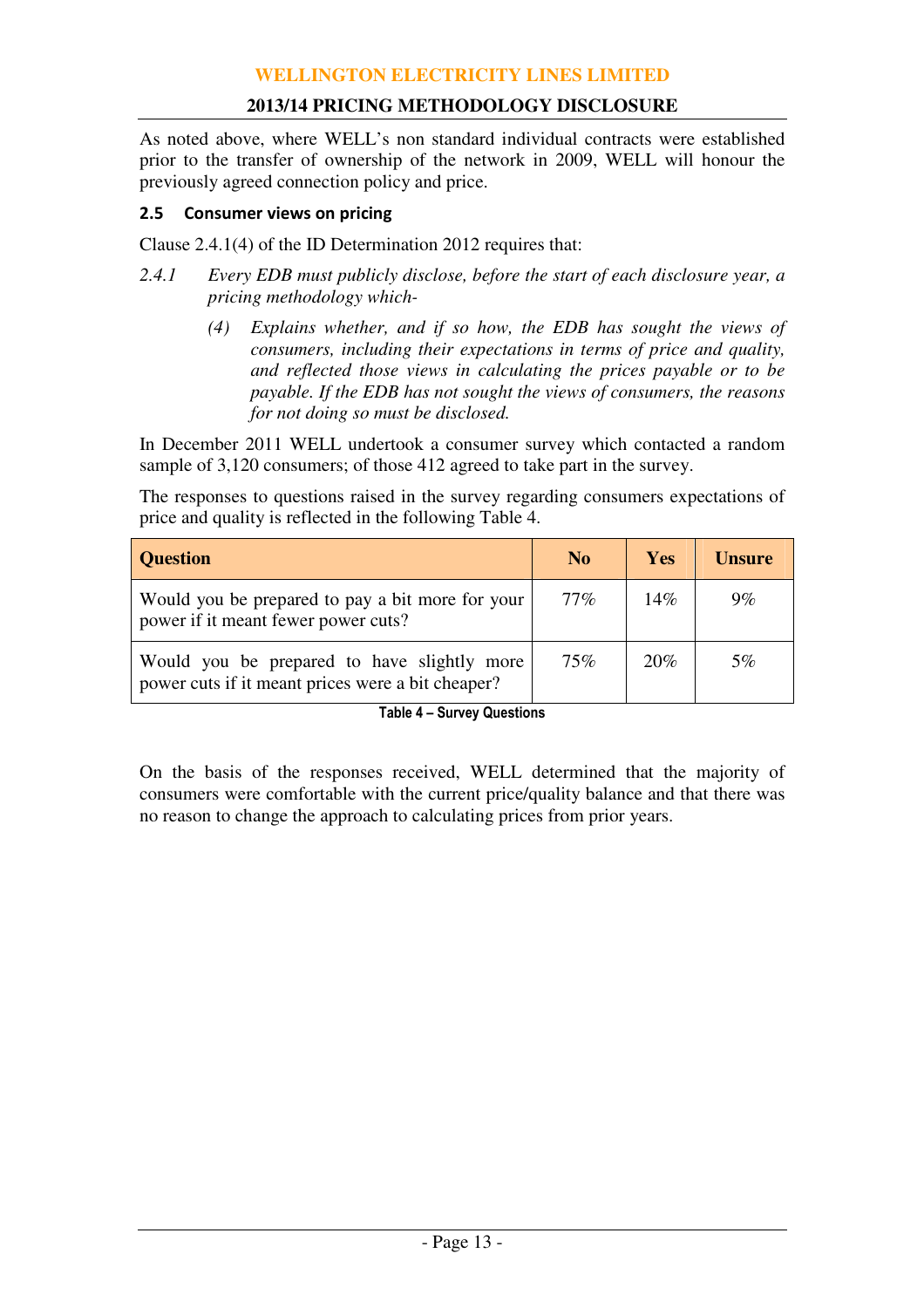As noted above, where WELL's non standard individual contracts were established prior to the transfer of ownership of the network in 2009, WELL will honour the previously agreed connection policy and price.

## 2.5 Consumer views on pricing

Clause 2.4.1(4) of the ID Determination 2012 requires that:

*2.4.1 Every EDB must publicly disclose, before the start of each disclosure year, a pricing methodology which-*

> *(4) Explains whether, and if so how, the EDB has sought the views of consumers, including their expectations in terms of price and quality, and reflected those views in calculating the prices payable or to be payable. If the EDB has not sought the views of consumers, the reasons for not doing so must be disclosed.*

In December 2011 WELL undertook a consumer survey which contacted a random sample of 3,120 consumers; of those 412 agreed to take part in the survey.

The responses to questions raised in the survey regarding consumers expectations of price and quality is reflected in the following Table 4.

| Question | No | Yes | Unsure |
|---|---|---|---|
| Would you be prepared to pay a bit more for your power if it meant fewer power cuts? | 77% | 14% | 9% |
| Would you be prepared to have slightly more power cuts if it meant prices were a bit cheaper? | 75% | 20% | 5% |

**Table 4 – Survey Questions**

On the basis of the responses received, WELL determined that the majority of consumers were comfortable with the current price/quality balance and that there was no reason to change the approach to calculating prices from prior years.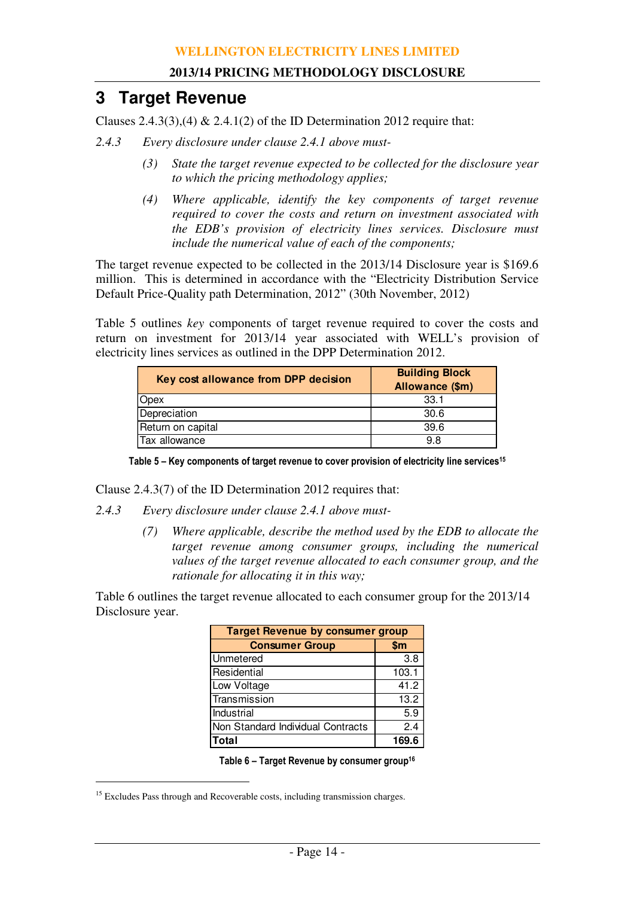# 3 Target Revenue

Clauses 2.4.3(3),(4) & 2.4.1(2) of the ID Determination 2012 require that:

*2.4.3 Every disclosure under clause 2.4.1 above must-*

> *(3) State the target revenue expected to be collected for the disclosure year to which the pricing methodology applies;*
>
> *(4) Where applicable, identify the key components of target revenue required to cover the costs and return on investment associated with the EDB's provision of electricity lines services. Disclosure must include the numerical value of each of the components;*

The target revenue expected to be collected in the 2013/14 Disclosure year is \$169.6 million. This is determined in accordance with the "Electricity Distribution Service Default Price-Quality path Determination, 2012" (30th November, 2012)

Table 5 outlines *key* components of target revenue required to cover the costs and return on investment for 2013/14 year associated with WELL's provision of electricity lines services as outlined in the DPP Determination 2012.

| Key cost allowance from DPP decision | Building Block Allowance (\$m) |
|---|---|
| Opex | 33.1 |
| Depreciation | 30.6 |
| Return on capital | 39.6 |
| Tax allowance | 9.8 |

**Table 5 – Key components of target revenue to cover provision of electricity line services[15]**

Clause 2.4.3(7) of the ID Determination 2012 requires that:

*2.4.3 Every disclosure under clause 2.4.1 above must-*

> *(7) Where applicable, describe the method used by the EDB to allocate the target revenue among consumer groups, including the numerical values of the target revenue allocated to each consumer group, and the rationale for allocating it in this way;*

Table 6 outlines the target revenue allocated to each consumer group for the 2013/14 Disclosure year.

| Target Revenue by consumer group | |
|---|---|
| **Consumer Group** | **\$m** |
| Unmetered | 3.8 |
| Residential | 103.1 |
| Low Voltage | 41.2 |
| Transmission | 13.2 |
| Industrial | 5.9 |
| Non Standard Individual Contracts | 2.4 |
| **Total** | **169.6** |

**Table 6 – Target Revenue by consumer group[16]**

[15] Excludes Pass through and Recoverable costs, including transmission charges.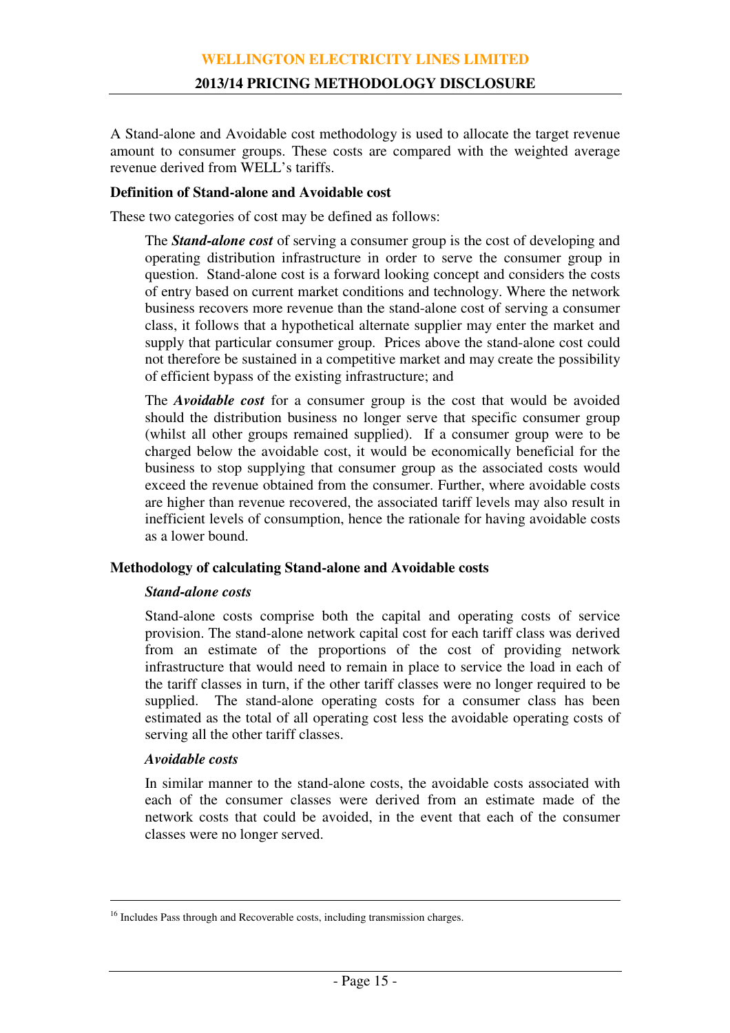A Stand-alone and Avoidable cost methodology is used to allocate the target revenue amount to consumer groups. These costs are compared with the weighted average revenue derived from WELL's tariffs.

**Definition of Stand-alone and Avoidable cost**

These two categories of cost may be defined as follows:

> The ***Stand-alone cost*** of serving a consumer group is the cost of developing and operating distribution infrastructure in order to serve the consumer group in question. Stand-alone cost is a forward looking concept and considers the costs of entry based on current market conditions and technology. Where the network business recovers more revenue than the stand-alone cost of serving a consumer class, it follows that a hypothetical alternate supplier may enter the market and supply that particular consumer group. Prices above the stand-alone cost could not therefore be sustained in a competitive market and may create the possibility of efficient bypass of the existing infrastructure; and
>
> The ***Avoidable cost*** for a consumer group is the cost that would be avoided should the distribution business no longer serve that specific consumer group (whilst all other groups remained supplied). If a consumer group were to be charged below the avoidable cost, it would be economically beneficial for the business to stop supplying that consumer group as the associated costs would exceed the revenue obtained from the consumer. Further, where avoidable costs are higher than revenue recovered, the associated tariff levels may also result in inefficient levels of consumption, hence the rationale for having avoidable costs as a lower bound.

**Methodology of calculating Stand-alone and Avoidable costs**

> ***Stand-alone costs***
>
> Stand-alone costs comprise both the capital and operating costs of service provision. The stand-alone network capital cost for each tariff class was derived from an estimate of the proportions of the cost of providing network infrastructure that would need to remain in place to service the load in each of the tariff classes in turn, if the other tariff classes were no longer required to be supplied. The stand-alone operating costs for a consumer class has been estimated as the total of all operating cost less the avoidable operating costs of serving all the other tariff classes.
>
> ***Avoidable costs***
>
> In similar manner to the stand-alone costs, the avoidable costs associated with each of the consumer classes were derived from an estimate made of the network costs that could be avoided, in the event that each of the consumer classes were no longer served.

---

[16] Includes Pass through and Recoverable costs, including transmission charges.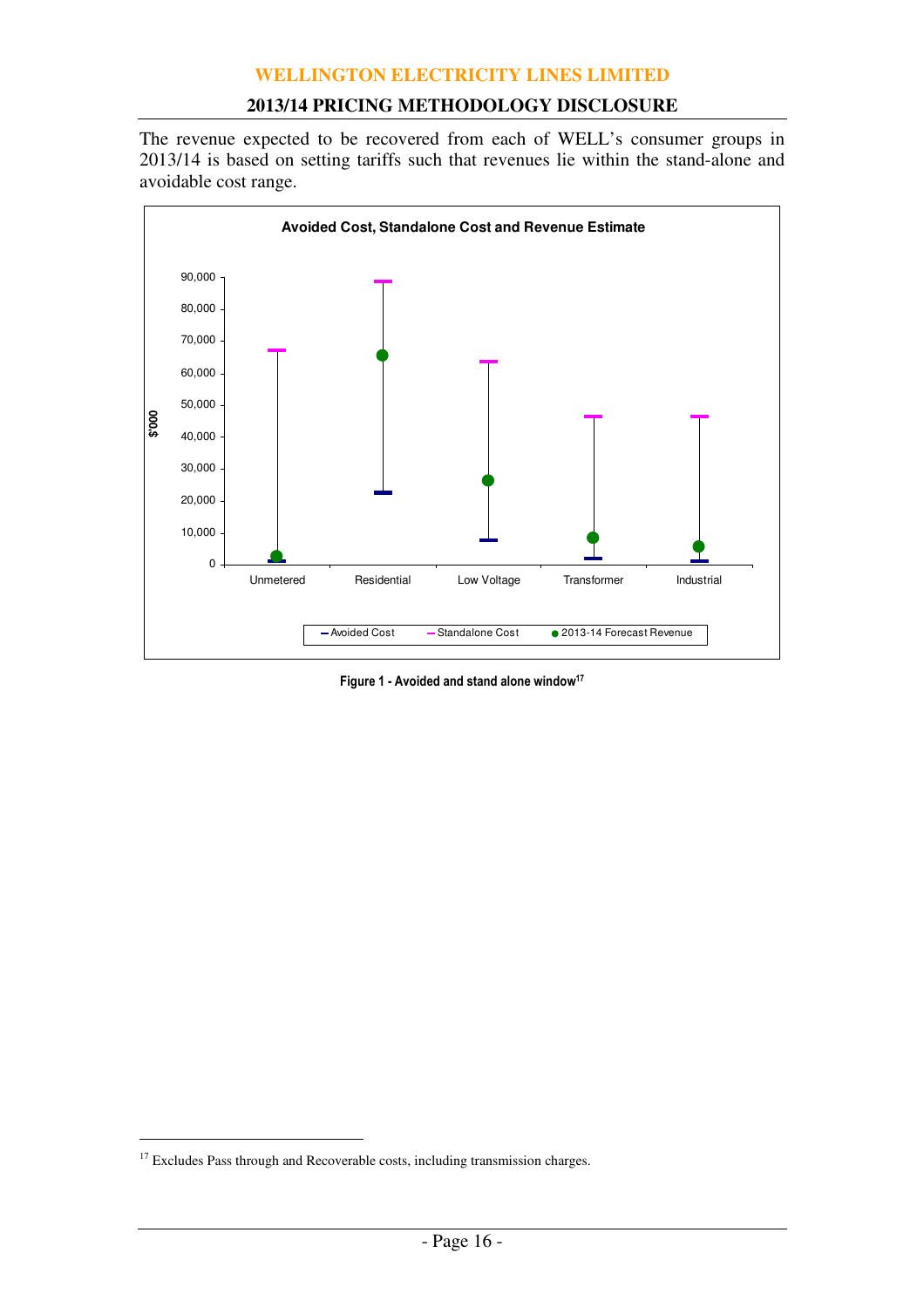The revenue expected to be recovered from each of WELL's consumer groups in 2013/14 is based on setting tariffs such that revenues lie within the stand-alone and avoidable cost range.

**Avoided Cost, Standalone Cost and Revenue Estimate**

Figure 1 - Avoided and stand alone window[17]

[17] Excludes Pass through and Recoverable costs, including transmission charges.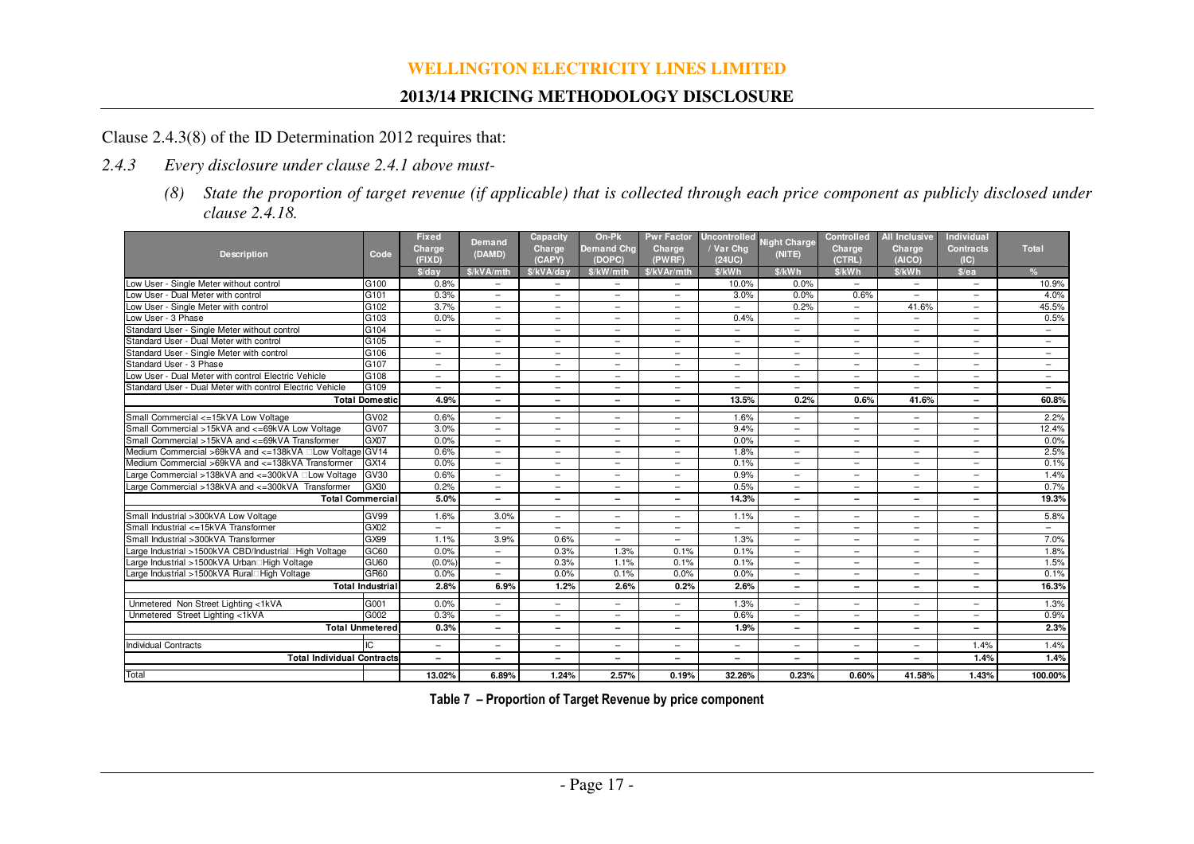Clause 2.4.3(8) of the ID Determination 2012 requires that:

*2.4.3 Every disclosure under clause 2.4.1 above must-*

*(8) State the proportion of target revenue (if applicable) that is collected through each price component as publicly disclosed under clause 2.4.18.*

| Description | Code | Fixed Charge (FIXD) | Demand (DAMD) | Capacity Charge (CAPY) | On-Pk Demand Chg (DOPC) | Pwr Factor Charge (PWRF) | Uncontrolled / Var Chg (24UC) | Night Charge (NITE) | Controlled Charge (CTRL) | All Inclusive Charge (AICO) | Individual Contracts (IC) | Total |
|---|---|---|---|---|---|---|---|---|---|---|---|---|
| | | $/day | $/kVA/mth | $/kVA/day | $/kW/mth | $/kVAr/mth | $/kWh | $/kWh | $/kWh | $/kWh | $/ea | % |
| Low User - Single Meter without control | G100 | 0.8% | – | – | – | – | 10.0% | 0.0% | – | – | – | 10.9% |
| Low User - Dual Meter with control | G101 | 0.3% | – | – | – | – | 3.0% | 0.0% | 0.6% | – | – | 4.0% |
| Low User - Single Meter with control | G102 | 3.7% | – | – | – | – | – | 0.2% | – | 41.6% | – | 45.5% |
| Low User - 3 Phase | G103 | 0.0% | – | – | – | – | 0.4% | – | – | – | – | 0.5% |
| Standard User - Single Meter without control | G104 | – | – | – | – | – | – | – | – | – | – | – |
| Standard User - Dual Meter with control | G105 | – | – | – | – | – | – | – | – | – | – | – |
| Standard User - Single Meter with control | G106 | – | – | – | – | – | – | – | – | – | – | – |
| Standard User - 3 Phase | G107 | – | – | – | – | – | – | – | – | – | – | – |
| Low User - Dual Meter with control Electric Vehicle | G108 | – | – | – | – | – | – | – | – | – | – | – |
| Standard User - Dual Meter with control Electric Vehicle | G109 | – | – | – | – | – | – | – | – | – | – | – |
| **Total Domestic** | | **4.9%** | **–** | **–** | **–** | **–** | **13.5%** | **0.2%** | **0.6%** | **41.6%** | **–** | **60.8%** |
| Small Commercial <=15kVA Low Voltage | GV02 | 0.6% | – | – | – | – | 1.6% | – | – | – | – | 2.2% |
| Small Commercial >15kVA and <=69kVA Low Voltage | GV07 | 3.0% | – | – | – | – | 9.4% | – | – | – | – | 12.4% |
| Small Commercial >15kVA and <=69kVA Transformer | GX07 | 0.0% | – | – | – | – | 0.0% | – | – | – | – | 0.0% |
| Medium Commercial >69kVA and <=138kVA Low Voltage | GV14 | 0.6% | – | – | – | – | 1.8% | – | – | – | – | 2.5% |
| Medium Commercial >69kVA and <=138kVA Transformer | GX14 | 0.0% | – | – | – | – | 0.1% | – | – | – | – | 0.1% |
| Large Commercial >138kVA and <=300kVA Low Voltage | GV30 | 0.6% | – | – | – | – | 0.9% | – | – | – | – | 1.4% |
| Large Commercial >138kVA and <=300kVA Transformer | GX30 | 0.2% | – | – | – | – | 0.5% | – | – | – | – | 0.7% |
| **Total Commercial** | | **5.0%** | **–** | **–** | **–** | **–** | **14.3%** | **–** | **–** | **–** | **–** | **19.3%** |
| Small Industrial >300kVA Low Voltage | GV99 | 1.6% | 3.0% | – | – | – | 1.1% | – | – | – | – | 5.8% |
| Small Industrial <=15kVA Transformer | GX02 | – | – | – | – | – | – | – | – | – | – | – |
| Small Industrial >300kVA Transformer | GX99 | 1.1% | 3.9% | 0.6% | – | – | 1.3% | – | – | – | – | 7.0% |
| Large Industrial >1500kVA CBD/Industrial High Voltage | GC60 | 0.0% | – | 0.3% | 1.3% | 0.1% | 0.1% | – | – | – | – | 1.8% |
| Large Industrial >1500kVA Urban High Voltage | GU60 | (0.0%) | – | 0.3% | 1.1% | 0.1% | 0.1% | – | – | – | – | 1.5% |
| Large Industrial >1500kVA Rural High Voltage | GR60 | 0.0% | – | 0.0% | 0.1% | 0.0% | 0.0% | – | – | – | – | 0.1% |
| **Total Industrial** | | **2.8%** | **6.9%** | **1.2%** | **2.6%** | **0.2%** | **2.6%** | **–** | **–** | **–** | **–** | **16.3%** |
| Unmetered Non Street Lighting <1kVA | G001 | 0.0% | – | – | – | – | 1.3% | – | – | – | – | 1.3% |
| Unmetered Street Lighting <1kVA | G002 | 0.3% | – | – | – | – | 0.6% | – | – | – | – | 0.9% |
| **Total Unmetered** | | **0.3%** | **–** | **–** | **–** | **–** | **1.9%** | **–** | **–** | **–** | **–** | **2.3%** |
| Individual Contracts | IC | – | – | – | – | – | – | – | – | – | 1.4% | 1.4% |
| **Total Individual Contracts** | | **–** | **–** | **–** | **–** | **–** | **–** | **–** | **–** | **–** | **1.4%** | **1.4%** |
| Total | | **13.02%** | **6.89%** | **1.24%** | **2.57%** | **0.19%** | **32.26%** | **0.23%** | **0.60%** | **41.58%** | **1.43%** | **100.00%** |

**Table 7 – Proportion of Target Revenue by price component**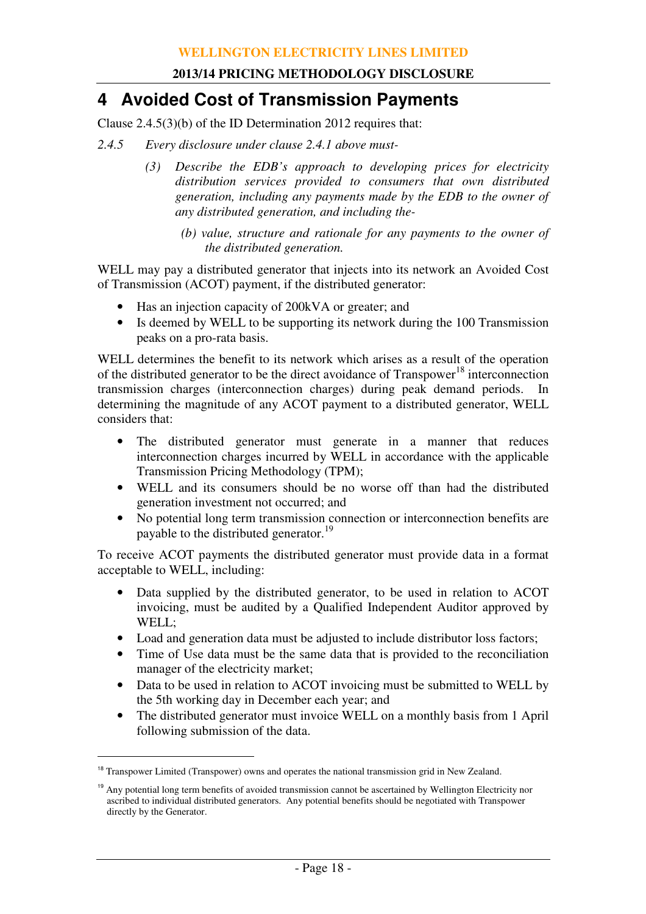# 4 Avoided Cost of Transmission Payments

Clause 2.4.5(3)(b) of the ID Determination 2012 requires that:

*2.4.5 Every disclosure under clause 2.4.1 above must-*

> *(3) Describe the EDB's approach to developing prices for electricity distribution services provided to consumers that own distributed generation, including any payments made by the EDB to the owner of any distributed generation, and including the-*
>
> > *(b) value, structure and rationale for any payments to the owner of the distributed generation.*

WELL may pay a distributed generator that injects into its network an Avoided Cost of Transmission (ACOT) payment, if the distributed generator:

- Has an injection capacity of 200kVA or greater; and
- Is deemed by WELL to be supporting its network during the 100 Transmission peaks on a pro-rata basis.

WELL determines the benefit to its network which arises as a result of the operation of the distributed generator to be the direct avoidance of Transpower[18] interconnection transmission charges (interconnection charges) during peak demand periods. In determining the magnitude of any ACOT payment to a distributed generator, WELL considers that:

- The distributed generator must generate in a manner that reduces interconnection charges incurred by WELL in accordance with the applicable Transmission Pricing Methodology (TPM);
- WELL and its consumers should be no worse off than had the distributed generation investment not occurred; and
- No potential long term transmission connection or interconnection benefits are payable to the distributed generator.[19]

To receive ACOT payments the distributed generator must provide data in a format acceptable to WELL, including:

- Data supplied by the distributed generator, to be used in relation to ACOT invoicing, must be audited by a Qualified Independent Auditor approved by WELL;
- Load and generation data must be adjusted to include distributor loss factors;
- Time of Use data must be the same data that is provided to the reconciliation manager of the electricity market;
- Data to be used in relation to ACOT invoicing must be submitted to WELL by the 5th working day in December each year; and
- The distributed generator must invoice WELL on a monthly basis from 1 April following submission of the data.

---

[18] Transpower Limited (Transpower) owns and operates the national transmission grid in New Zealand.

[19] Any potential long term benefits of avoided transmission cannot be ascertained by Wellington Electricity nor ascribed to individual distributed generators. Any potential benefits should be negotiated with Transpower directly by the Generator.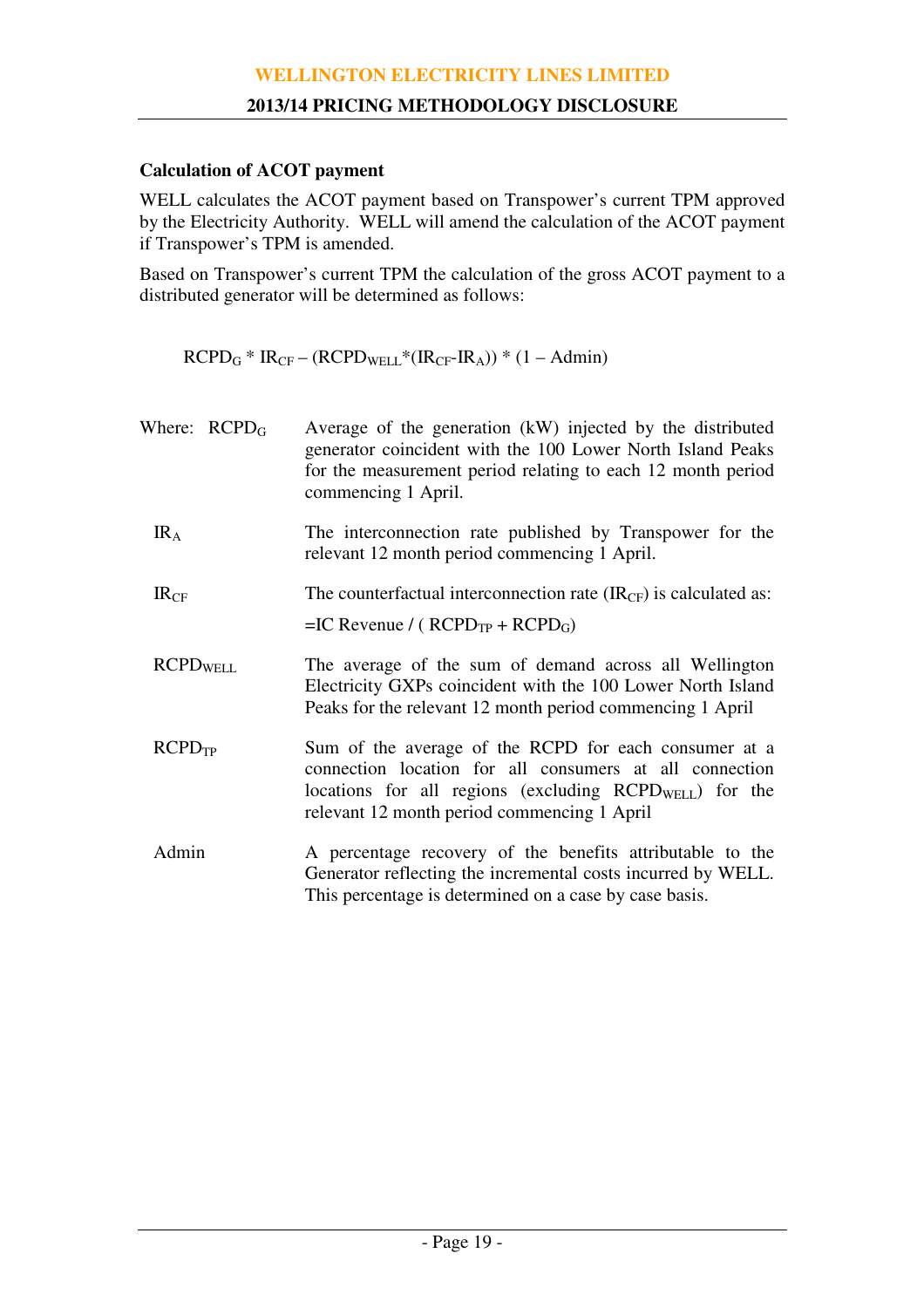### Calculation of ACOT payment

WELL calculates the ACOT payment based on Transpower's current TPM approved by the Electricity Authority. WELL will amend the calculation of the ACOT payment if Transpower's TPM is amended.

Based on Transpower's current TPM the calculation of the gross ACOT payment to a distributed generator will be determined as follows:

$$RCPD_G * IR_{CF} - (RCPD_{WELL} * (IR_{CF} - IR_A)) * (1 - Admin)$$

Where:

| | |
|---|---|
| $RCPD_G$ | Average of the generation (kW) injected by the distributed generator coincident with the 100 Lower North Island Peaks for the measurement period relating to each 12 month period commencing 1 April. |
| $IR_A$ | The interconnection rate published by Transpower for the relevant 12 month period commencing 1 April. |
| $IR_{CF}$ | The counterfactual interconnection rate ($IR_{CF}$) is calculated as: <br> $= IC\ Revenue / (RCPD_{TP} + RCPD_G)$ |
| $RCPD_{WELL}$ | The average of the sum of demand across all Wellington Electricity GXPs coincident with the 100 Lower North Island Peaks for the relevant 12 month period commencing 1 April |
| $RCPD_{TP}$ | Sum of the average of the RCPD for each consumer at a connection location for all consumers at all connection locations for all regions (excluding $RCPD_{WELL}$) for the relevant 12 month period commencing 1 April |
| Admin | A percentage recovery of the benefits attributable to the Generator reflecting the incremental costs incurred by WELL. This percentage is determined on a case by case basis. |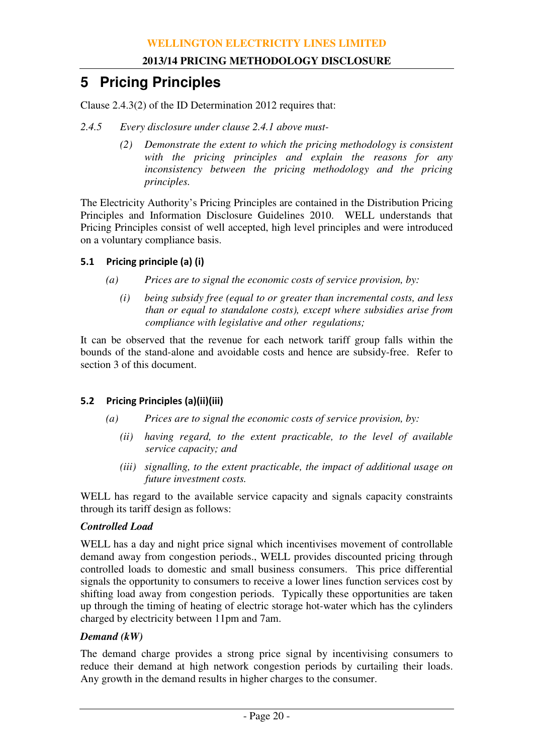# 5 Pricing Principles

Clause 2.4.3(2) of the ID Determination 2012 requires that:

*2.4.5 Every disclosure under clause 2.4.1 above must-*

> *(2) Demonstrate the extent to which the pricing methodology is consistent with the pricing principles and explain the reasons for any inconsistency between the pricing methodology and the pricing principles.*

The Electricity Authority's Pricing Principles are contained in the Distribution Pricing Principles and Information Disclosure Guidelines 2010. WELL understands that Pricing Principles consist of well accepted, high level principles and were introduced on a voluntary compliance basis.

### 5.1 Pricing principle (a) (i)

*(a) Prices are to signal the economic costs of service provision, by:*

> *(i) being subsidy free (equal to or greater than incremental costs, and less than or equal to standalone costs), except where subsidies arise from compliance with legislative and other regulations;*

It can be observed that the revenue for each network tariff group falls within the bounds of the stand-alone and avoidable costs and hence are subsidy-free. Refer to section 3 of this document.

### 5.2 Pricing Principles (a)(ii)(iii)

*(a) Prices are to signal the economic costs of service provision, by:*

> *(ii) having regard, to the extent practicable, to the level of available service capacity; and*
>
> *(iii) signalling, to the extent practicable, the impact of additional usage on future investment costs.*

WELL has regard to the available service capacity and signals capacity constraints through its tariff design as follows:

***Controlled Load***

WELL has a day and night price signal which incentivises movement of controllable demand away from congestion periods., WELL provides discounted pricing through controlled loads to domestic and small business consumers. This price differential signals the opportunity to consumers to receive a lower lines function services cost by shifting load away from congestion periods. Typically these opportunities are taken up through the timing of heating of electric storage hot-water which has the cylinders charged by electricity between 11pm and 7am.

***Demand (kW)***

The demand charge provides a strong price signal by incentivising consumers to reduce their demand at high network congestion periods by curtailing their loads. Any growth in the demand results in higher charges to the consumer.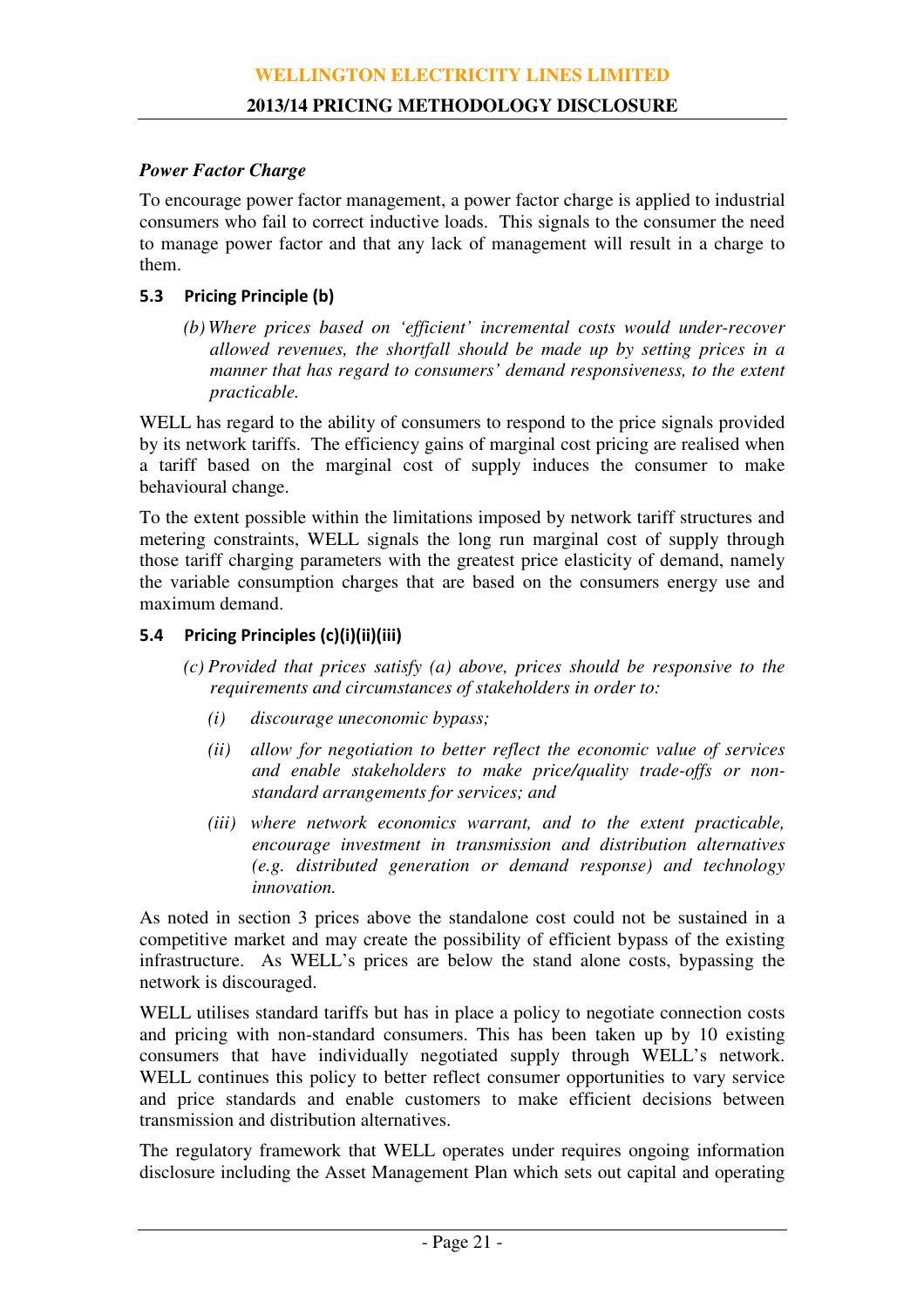*Power Factor Charge*

To encourage power factor management, a power factor charge is applied to industrial consumers who fail to correct inductive loads. This signals to the consumer the need to manage power factor and that any lack of management will result in a charge to them.

### 5.3 Pricing Principle (b)

> *(b) Where prices based on 'efficient' incremental costs would under-recover allowed revenues, the shortfall should be made up by setting prices in a manner that has regard to consumers' demand responsiveness, to the extent practicable.*

WELL has regard to the ability of consumers to respond to the price signals provided by its network tariffs. The efficiency gains of marginal cost pricing are realised when a tariff based on the marginal cost of supply induces the consumer to make behavioural change.

To the extent possible within the limitations imposed by network tariff structures and metering constraints, WELL signals the long run marginal cost of supply through those tariff charging parameters with the greatest price elasticity of demand, namely the variable consumption charges that are based on the consumers energy use and maximum demand.

### 5.4 Pricing Principles (c)(i)(ii)(iii)

> *(c) Provided that prices satisfy (a) above, prices should be responsive to the requirements and circumstances of stakeholders in order to:*
>
> *(i) discourage uneconomic bypass;*
>
> *(ii) allow for negotiation to better reflect the economic value of services and enable stakeholders to make price/quality trade-offs or non-standard arrangements for services; and*
>
> *(iii) where network economics warrant, and to the extent practicable, encourage investment in transmission and distribution alternatives (e.g. distributed generation or demand response) and technology innovation.*

As noted in section 3 prices above the standalone cost could not be sustained in a competitive market and may create the possibility of efficient bypass of the existing infrastructure. As WELL's prices are below the stand alone costs, bypassing the network is discouraged.

WELL utilises standard tariffs but has in place a policy to negotiate connection costs and pricing with non-standard consumers. This has been taken up by 10 existing consumers that have individually negotiated supply through WELL's network. WELL continues this policy to better reflect consumer opportunities to vary service and price standards and enable customers to make efficient decisions between transmission and distribution alternatives.

The regulatory framework that WELL operates under requires ongoing information disclosure including the Asset Management Plan which sets out capital and operating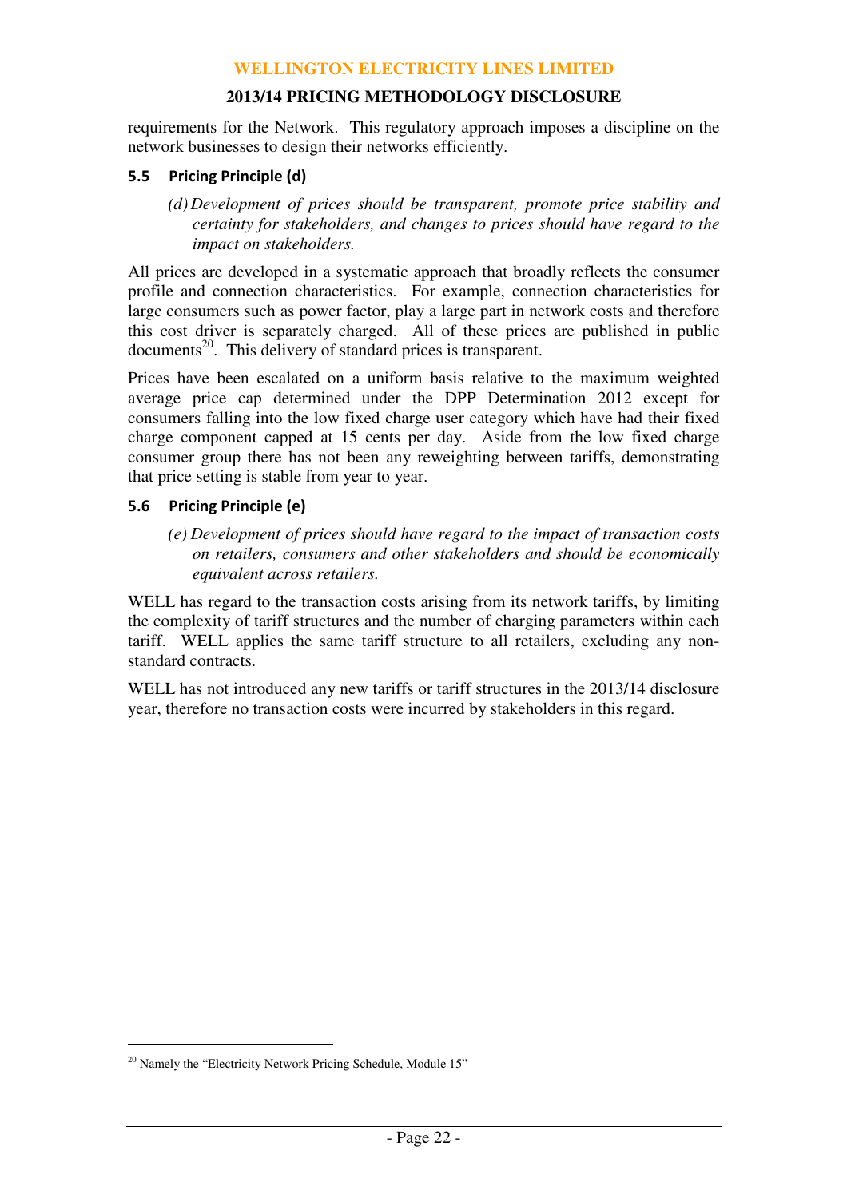requirements for the Network. This regulatory approach imposes a discipline on the network businesses to design their networks efficiently.

### 5.5 Pricing Principle (d)

> *(d) Development of prices should be transparent, promote price stability and certainty for stakeholders, and changes to prices should have regard to the impact on stakeholders.*

All prices are developed in a systematic approach that broadly reflects the consumer profile and connection characteristics. For example, connection characteristics for large consumers such as power factor, play a large part in network costs and therefore this cost driver is separately charged. All of these prices are published in public documents[20]. This delivery of standard prices is transparent.

Prices have been escalated on a uniform basis relative to the maximum weighted average price cap determined under the DPP Determination 2012 except for consumers falling into the low fixed charge user category which have had their fixed charge component capped at 15 cents per day. Aside from the low fixed charge consumer group there has not been any reweighting between tariffs, demonstrating that price setting is stable from year to year.

### 5.6 Pricing Principle (e)

> *(e) Development of prices should have regard to the impact of transaction costs on retailers, consumers and other stakeholders and should be economically equivalent across retailers.*

WELL has regard to the transaction costs arising from its network tariffs, by limiting the complexity of tariff structures and the number of charging parameters within each tariff. WELL applies the same tariff structure to all retailers, excluding any non-standard contracts.

WELL has not introduced any new tariffs or tariff structures in the 2013/14 disclosure year, therefore no transaction costs were incurred by stakeholders in this regard.

---

[20] Namely the "Electricity Network Pricing Schedule, Module 15"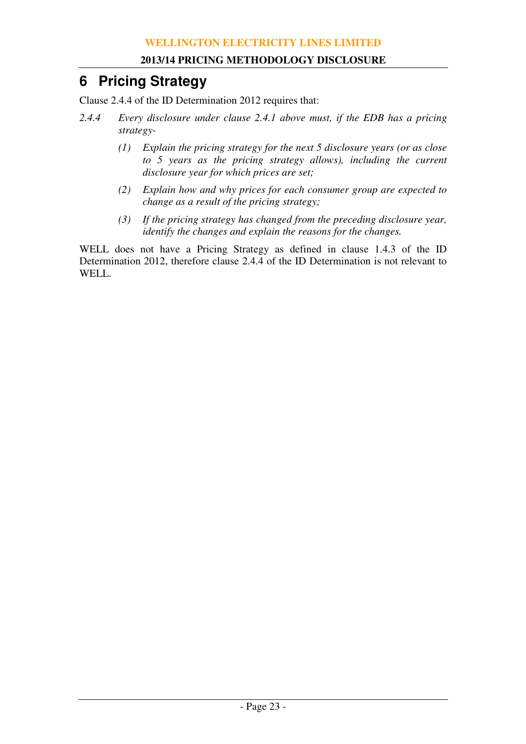# 6 Pricing Strategy

Clause 2.4.4 of the ID Determination 2012 requires that:

*2.4.4 Every disclosure under clause 2.4.1 above must, if the EDB has a pricing strategy-*

*(1) Explain the pricing strategy for the next 5 disclosure years (or as close to 5 years as the pricing strategy allows), including the current disclosure year for which prices are set;*

*(2) Explain how and why prices for each consumer group are expected to change as a result of the pricing strategy;*

*(3) If the pricing strategy has changed from the preceding disclosure year, identify the changes and explain the reasons for the changes.*

WELL does not have a Pricing Strategy as defined in clause 1.4.3 of the ID Determination 2012, therefore clause 2.4.4 of the ID Determination is not relevant to WELL.